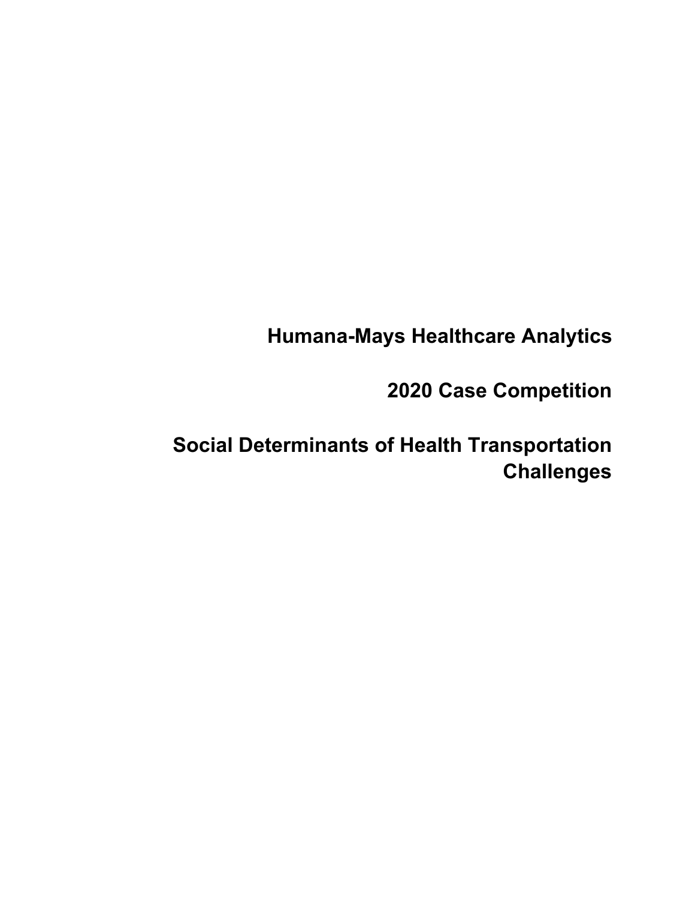# Humana-Mays Healthcare Analytics

# 2020 Case Competition

# Social Determinants of Health Transportation Challenges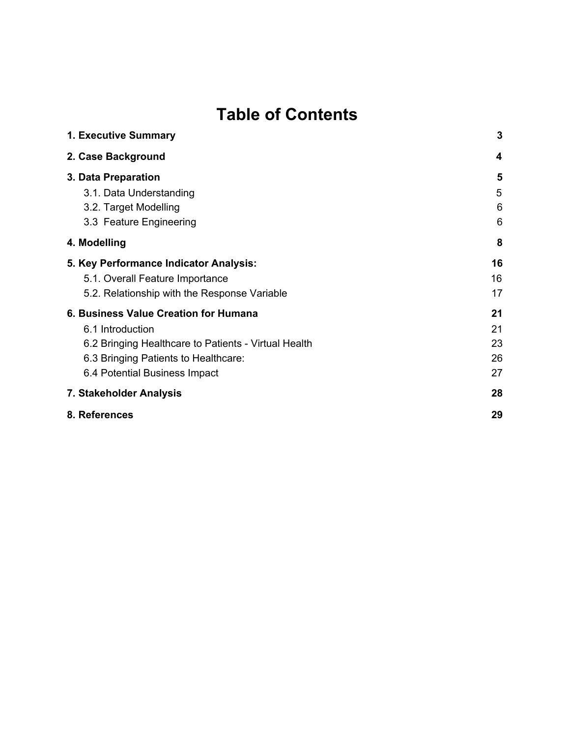# Table of Contents

| | |
|---|---|
| **1. Executive Summary** | **3** |
| **2. Case Background** | **4** |
| **3. Data Preparation** | **5** |
| 3.1. Data Understanding | 5 |
| 3.2. Target Modelling | 6 |
| 3.3 Feature Engineering | 6 |
| **4. Modelling** | **8** |
| **5. Key Performance Indicator Analysis:** | **16** |
| 5.1. Overall Feature Importance | 16 |
| 5.2. Relationship with the Response Variable | 17 |
| **6. Business Value Creation for Humana** | **21** |
| 6.1 Introduction | 21 |
| 6.2 Bringing Healthcare to Patients - Virtual Health | 23 |
| 6.3 Bringing Patients to Healthcare: | 26 |
| 6.4 Potential Business Impact | 27 |
| **7. Stakeholder Analysis** | **28** |
| **8. References** | **29** |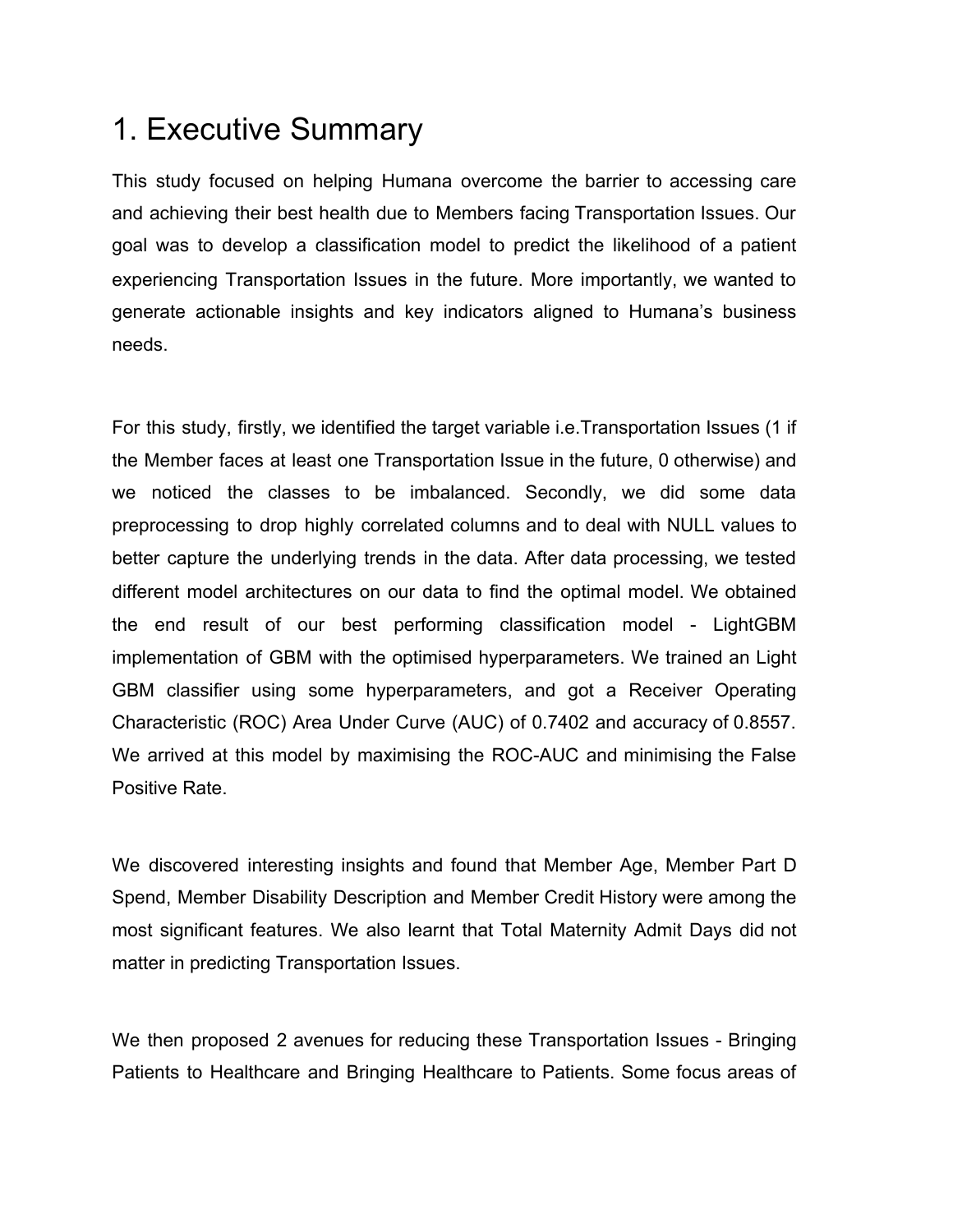# 1. Executive Summary

This study focused on helping Humana overcome the barrier to accessing care and achieving their best health due to Members facing Transportation Issues. Our goal was to develop a classification model to predict the likelihood of a patient experiencing Transportation Issues in the future. More importantly, we wanted to generate actionable insights and key indicators aligned to Humana's business needs.

For this study, firstly, we identified the target variable i.e.Transportation Issues (1 if the Member faces at least one Transportation Issue in the future, 0 otherwise) and we noticed the classes to be imbalanced. Secondly, we did some data preprocessing to drop highly correlated columns and to deal with NULL values to better capture the underlying trends in the data. After data processing, we tested different model architectures on our data to find the optimal model. We obtained the end result of our best performing classification model - LightGBM implementation of GBM with the optimised hyperparameters. We trained an Light GBM classifier using some hyperparameters, and got a Receiver Operating Characteristic (ROC) Area Under Curve (AUC) of 0.7402 and accuracy of 0.8557. We arrived at this model by maximising the ROC-AUC and minimising the False Positive Rate.

We discovered interesting insights and found that Member Age, Member Part D Spend, Member Disability Description and Member Credit History were among the most significant features. We also learnt that Total Maternity Admit Days did not matter in predicting Transportation Issues.

We then proposed 2 avenues for reducing these Transportation Issues - Bringing Patients to Healthcare and Bringing Healthcare to Patients. Some focus areas of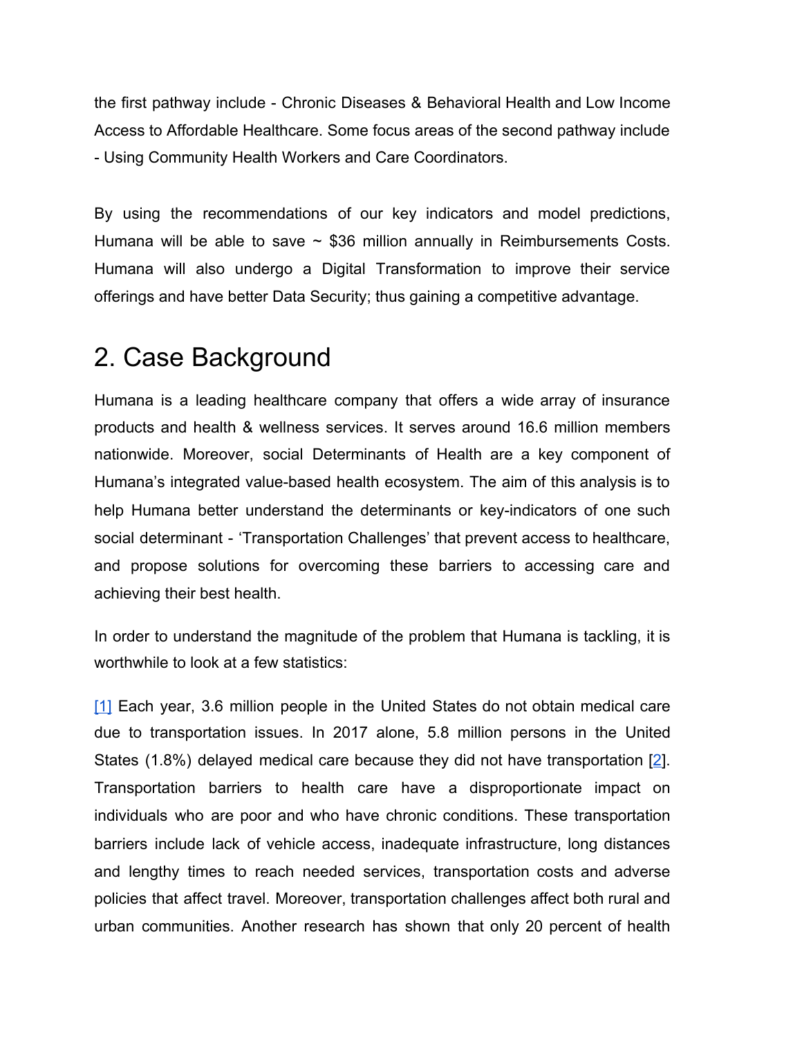the first pathway include - Chronic Diseases & Behavioral Health and Low Income Access to Affordable Healthcare. Some focus areas of the second pathway include - Using Community Health Workers and Care Coordinators.

By using the recommendations of our key indicators and model predictions, Humana will be able to save ~ $36 million annually in Reimbursements Costs. Humana will also undergo a Digital Transformation to improve their service offerings and have better Data Security; thus gaining a competitive advantage.

## 2. Case Background

Humana is a leading healthcare company that offers a wide array of insurance products and health & wellness services. It serves around 16.6 million members nationwide. Moreover, social Determinants of Health are a key component of Humana's integrated value-based health ecosystem. The aim of this analysis is to help Humana better understand the determinants or key-indicators of one such social determinant - 'Transportation Challenges' that prevent access to healthcare, and propose solutions for overcoming these barriers to accessing care and achieving their best health.

In order to understand the magnitude of the problem that Humana is tackling, it is worthwhile to look at a few statistics:

[1] Each year, 3.6 million people in the United States do not obtain medical care due to transportation issues. In 2017 alone, 5.8 million persons in the United States (1.8%) delayed medical care because they did not have transportation [2]. Transportation barriers to health care have a disproportionate impact on individuals who are poor and who have chronic conditions. These transportation barriers include lack of vehicle access, inadequate infrastructure, long distances and lengthy times to reach needed services, transportation costs and adverse policies that affect travel. Moreover, transportation challenges affect both rural and urban communities. Another research has shown that only 20 percent of health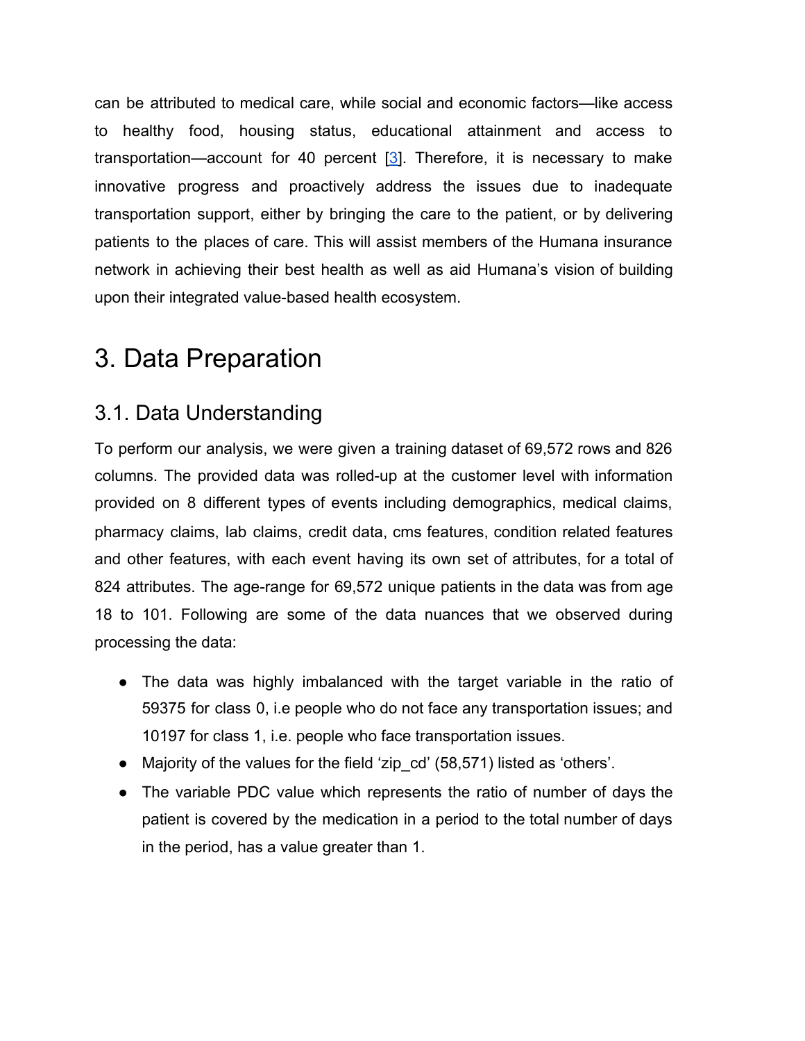can be attributed to medical care, while social and economic factors—like access to healthy food, housing status, educational attainment and access to transportation—account for 40 percent [3]. Therefore, it is necessary to make innovative progress and proactively address the issues due to inadequate transportation support, either by bringing the care to the patient, or by delivering patients to the places of care. This will assist members of the Humana insurance network in achieving their best health as well as aid Humana's vision of building upon their integrated value-based health ecosystem.

# 3. Data Preparation

## 3.1. Data Understanding

To perform our analysis, we were given a training dataset of 69,572 rows and 826 columns. The provided data was rolled-up at the customer level with information provided on 8 different types of events including demographics, medical claims, pharmacy claims, lab claims, credit data, cms features, condition related features and other features, with each event having its own set of attributes, for a total of 824 attributes. The age-range for 69,572 unique patients in the data was from age 18 to 101. Following are some of the data nuances that we observed during processing the data:

- The data was highly imbalanced with the target variable in the ratio of 59375 for class 0, i.e people who do not face any transportation issues; and 10197 for class 1, i.e. people who face transportation issues.
- Majority of the values for the field 'zip_cd' (58,571) listed as 'others'.
- The variable PDC value which represents the ratio of number of days the patient is covered by the medication in a period to the total number of days in the period, has a value greater than 1.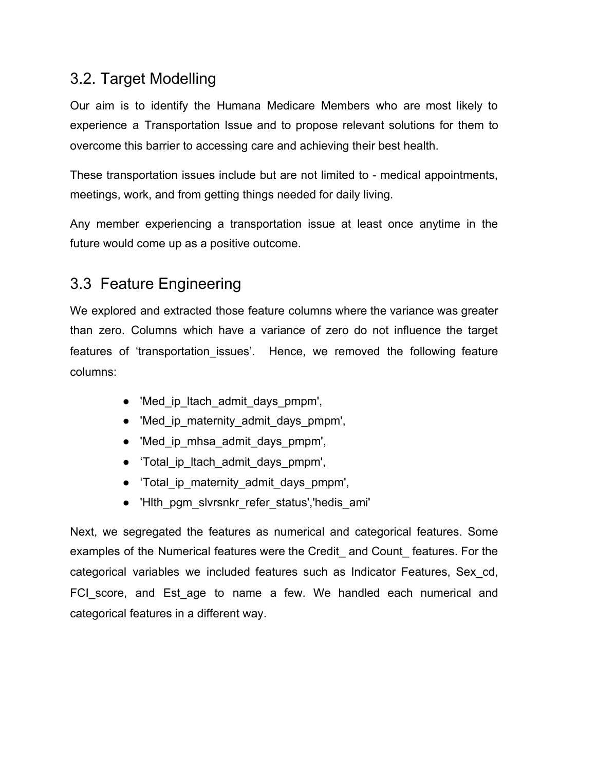## 3.2. Target Modelling

Our aim is to identify the Humana Medicare Members who are most likely to experience a Transportation Issue and to propose relevant solutions for them to overcome this barrier to accessing care and achieving their best health.

These transportation issues include but are not limited to - medical appointments, meetings, work, and from getting things needed for daily living.

Any member experiencing a transportation issue at least once anytime in the future would come up as a positive outcome.

## 3.3 Feature Engineering

We explored and extracted those feature columns where the variance was greater than zero. Columns which have a variance of zero do not influence the target features of 'transportation_issues'. Hence, we removed the following feature columns:

- 'Med_ip_ltach_admit_days_pmpm',
- 'Med_ip_maternity_admit_days_pmpm',
- 'Med_ip_mhsa_admit_days_pmpm',
- 'Total_ip_ltach_admit_days_pmpm',
- 'Total_ip_maternity_admit_days_pmpm',
- 'Hlth_pgm_slvrsnkr_refer_status','hedis_ami'

Next, we segregated the features as numerical and categorical features. Some examples of the Numerical features were the Credit_ and Count_ features. For the categorical variables we included features such as Indicator Features, Sex_cd, FCI_score, and Est_age to name a few. We handled each numerical and categorical features in a different way.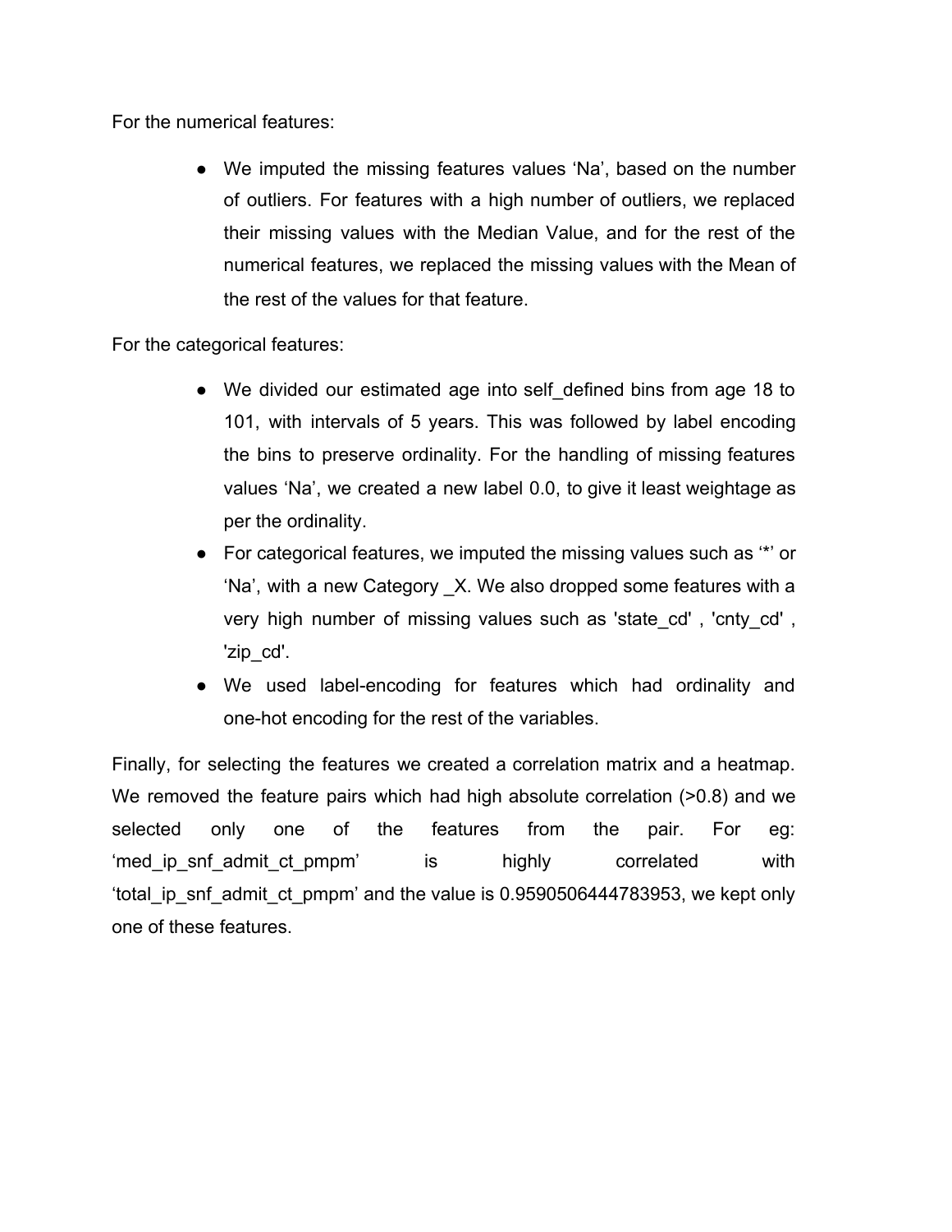For the numerical features:

- We imputed the missing features values 'Na', based on the number of outliers. For features with a high number of outliers, we replaced their missing values with the Median Value, and for the rest of the numerical features, we replaced the missing values with the Mean of the rest of the values for that feature.

For the categorical features:

- We divided our estimated age into self_defined bins from age 18 to 101, with intervals of 5 years. This was followed by label encoding the bins to preserve ordinality. For the handling of missing features values 'Na', we created a new label 0.0, to give it least weightage as per the ordinality.
- For categorical features, we imputed the missing values such as '*' or 'Na', with a new Category _X. We also dropped some features with a very high number of missing values such as 'state_cd' , 'cnty_cd' , 'zip_cd'.
- We used label-encoding for features which had ordinality and one-hot encoding for the rest of the variables.

Finally, for selecting the features we created a correlation matrix and a heatmap. We removed the feature pairs which had high absolute correlation (>0.8) and we selected only one of the features from the pair. For eg: 'med_ip_snf_admit_ct_pmpm' is highly correlated with 'total_ip_snf_admit_ct_pmpm' and the value is 0.9590506444783953, we kept only one of these features.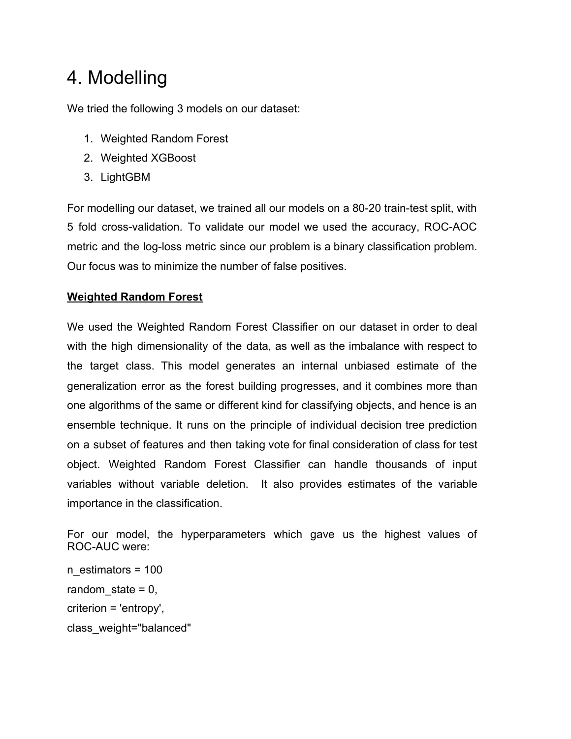# 4. Modelling

We tried the following 3 models on our dataset:

1. Weighted Random Forest
2. Weighted XGBoost
3. LightGBM

For modelling our dataset, we trained all our models on a 80-20 train-test split, with 5 fold cross-validation. To validate our model we used the accuracy, ROC-AOC metric and the log-loss metric since our problem is a binary classification problem. Our focus was to minimize the number of false positives.

**Weighted Random Forest**

We used the Weighted Random Forest Classifier on our dataset in order to deal with the high dimensionality of the data, as well as the imbalance with respect to the target class. This model generates an internal unbiased estimate of the generalization error as the forest building progresses, and it combines more than one algorithms of the same or different kind for classifying objects, and hence is an ensemble technique. It runs on the principle of individual decision tree prediction on a subset of features and then taking vote for final consideration of class for test object. Weighted Random Forest Classifier can handle thousands of input variables without variable deletion. It also provides estimates of the variable importance in the classification.

For our model, the hyperparameters which gave us the highest values of ROC-AUC were:

n_estimators = 100

random_state = 0,

criterion = 'entropy',

class_weight="balanced"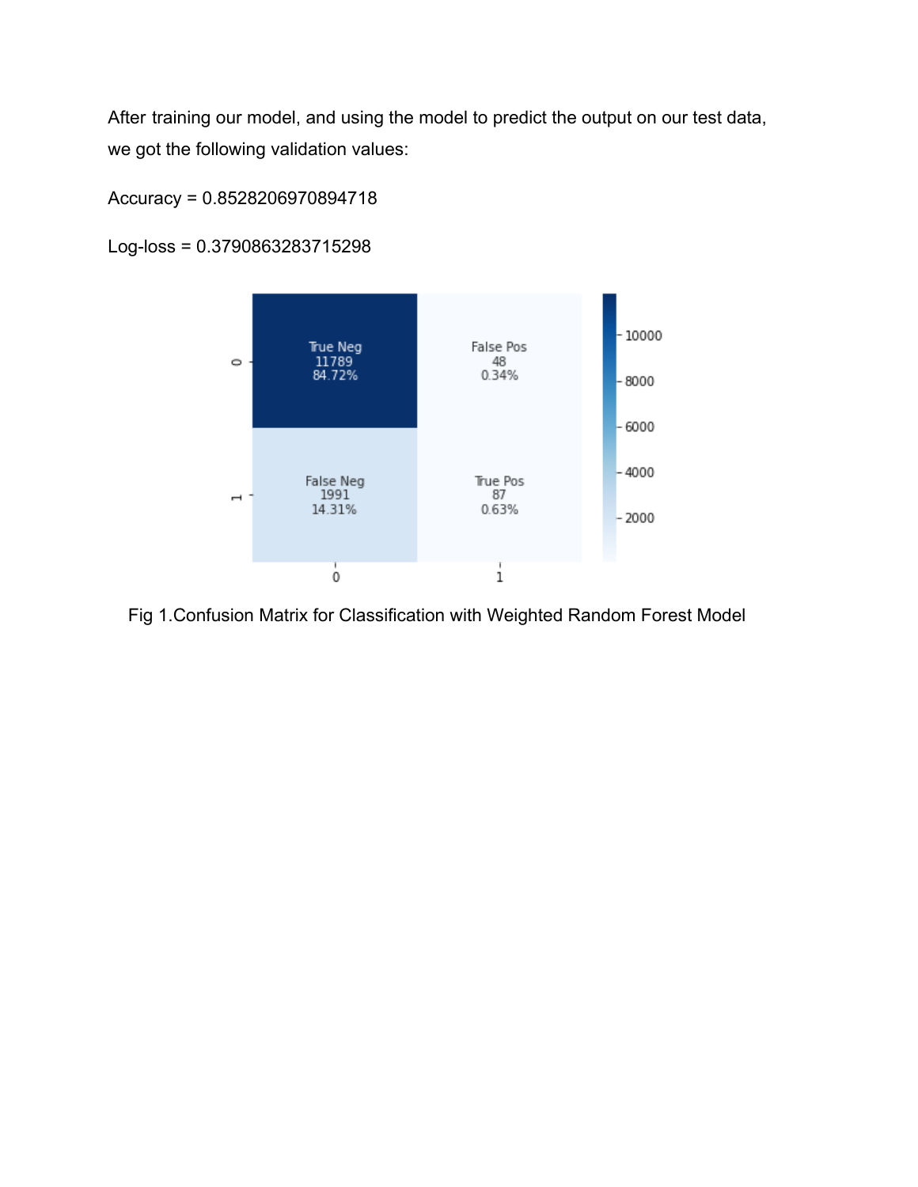After training our model, and using the model to predict the output on our test data, we got the following validation values:

Accuracy = 0.8528206970894718

Log-loss = 0.3790863283715298

| | 0 | 1 |
|---|---|---|
| 0 | True Neg 11789 84.72% | False Pos 48 0.34% |
| 1 | False Neg 1991 14.31% | True Pos 87 0.63% |

Fig 1.Confusion Matrix for Classification with Weighted Random Forest Model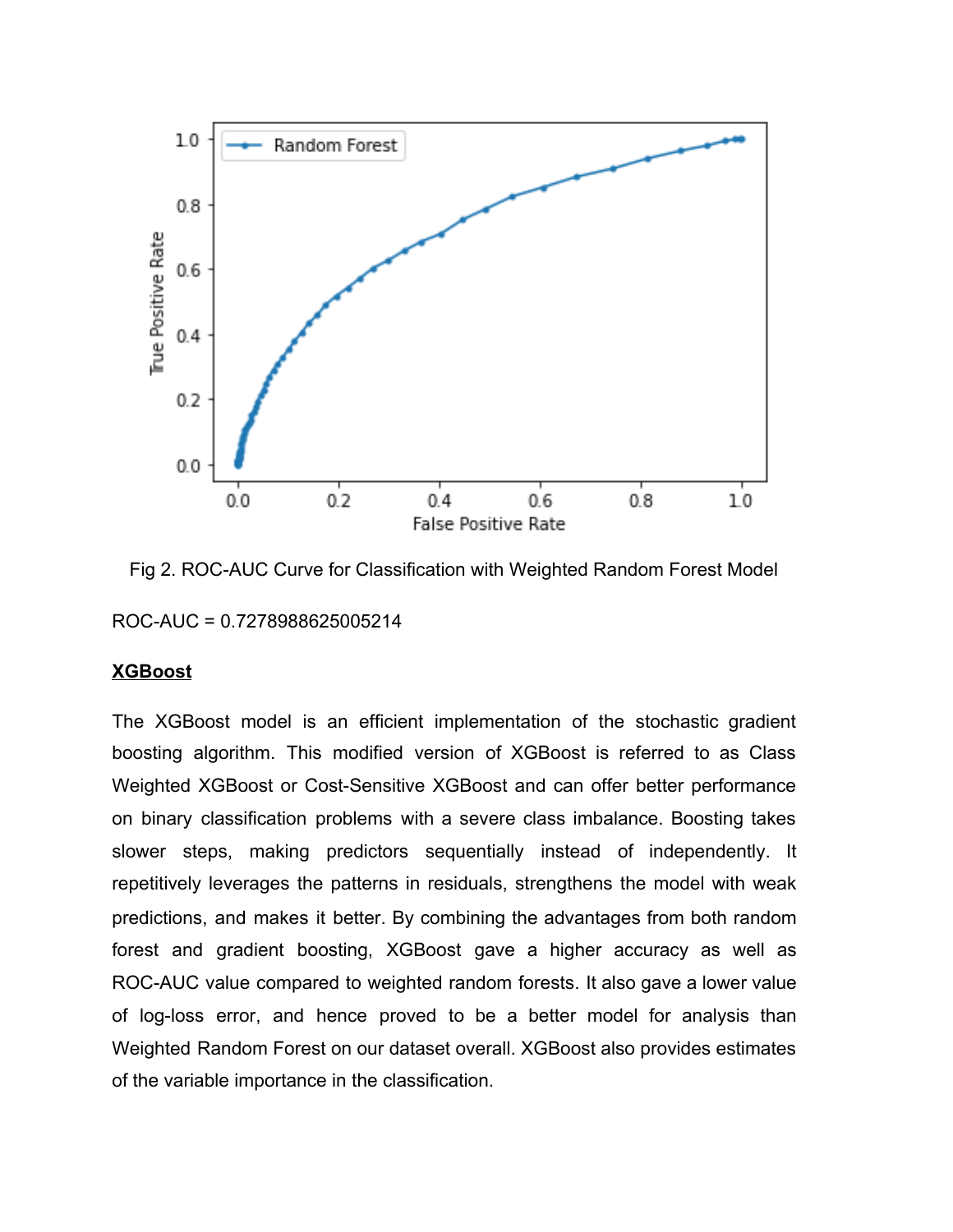Fig 2. ROC-AUC Curve for Classification with Weighted Random Forest Model

ROC-AUC = 0.7278988625005214

**XGBoost**

The XGBoost model is an efficient implementation of the stochastic gradient boosting algorithm. This modified version of XGBoost is referred to as Class Weighted XGBoost or Cost-Sensitive XGBoost and can offer better performance on binary classification problems with a severe class imbalance. Boosting takes slower steps, making predictors sequentially instead of independently. It repetitively leverages the patterns in residuals, strengthens the model with weak predictions, and makes it better. By combining the advantages from both random forest and gradient boosting, XGBoost gave a higher accuracy as well as ROC-AUC value compared to weighted random forests. It also gave a lower value of log-loss error, and hence proved to be a better model for analysis than Weighted Random Forest on our dataset overall. XGBoost also provides estimates of the variable importance in the classification.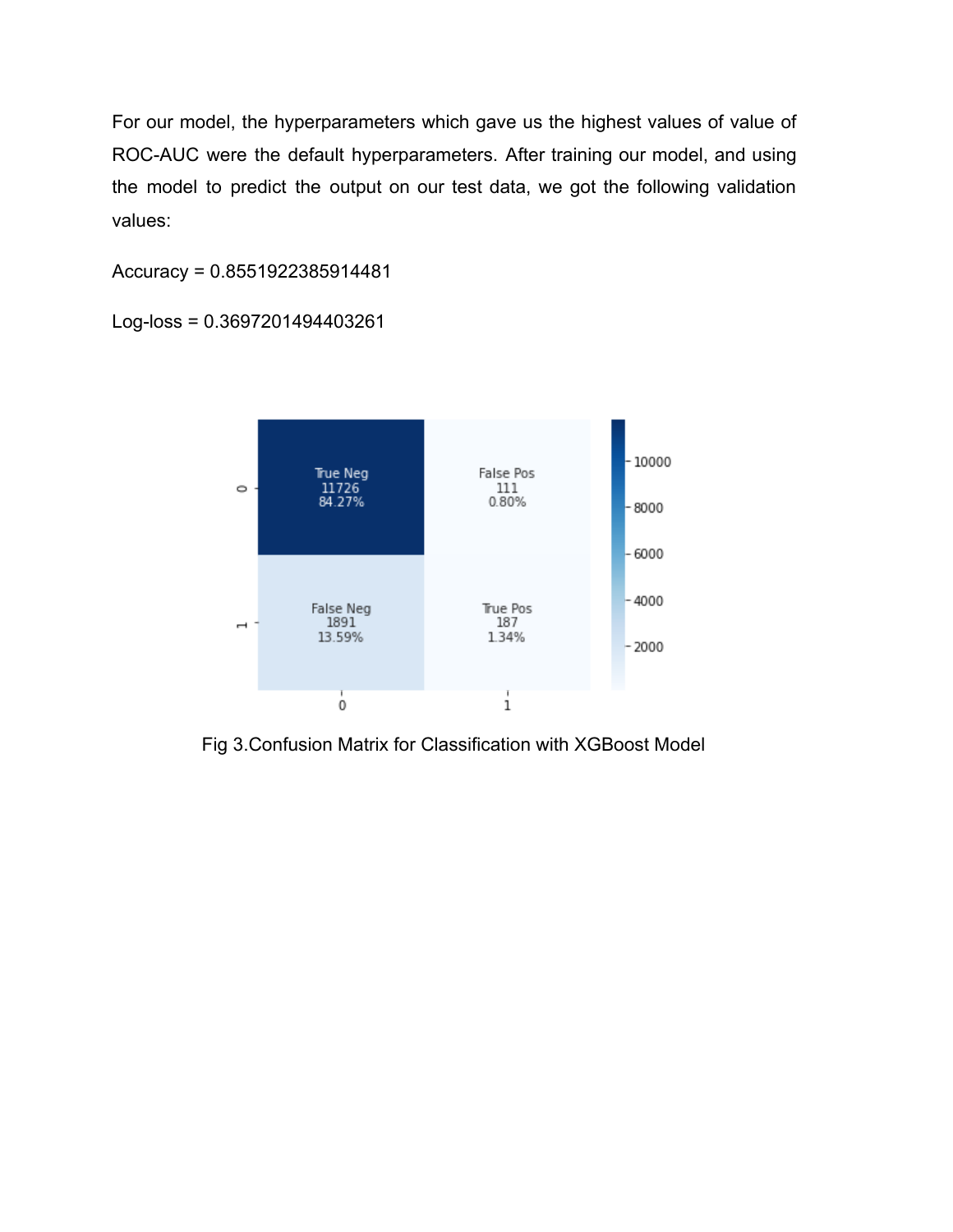For our model, the hyperparameters which gave us the highest values of value of ROC-AUC were the default hyperparameters. After training our model, and using the model to predict the output on our test data, we got the following validation values:

Accuracy = 0.8551922385914481

Log-loss = 0.3697201494403261

Fig 3.Confusion Matrix for Classification with XGBoost Model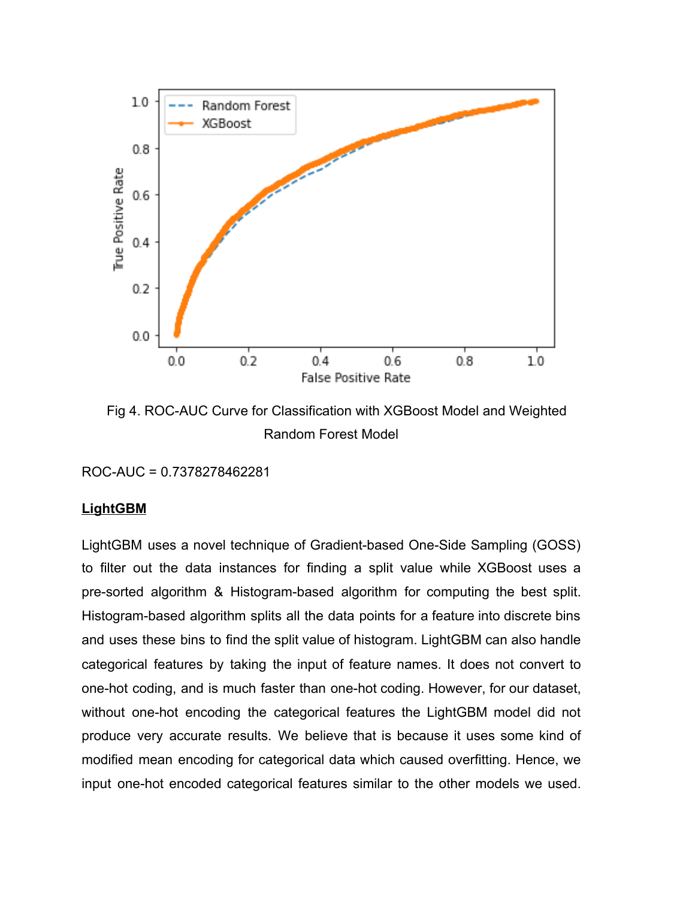Fig 4. ROC-AUC Curve for Classification with XGBoost Model and Weighted Random Forest Model

ROC-AUC = 0.7378278462281

**LightGBM**

LightGBM uses a novel technique of Gradient-based One-Side Sampling (GOSS) to filter out the data instances for finding a split value while XGBoost uses a pre-sorted algorithm & Histogram-based algorithm for computing the best split. Histogram-based algorithm splits all the data points for a feature into discrete bins and uses these bins to find the split value of histogram. LightGBM can also handle categorical features by taking the input of feature names. It does not convert to one-hot coding, and is much faster than one-hot coding. However, for our dataset, without one-hot encoding the categorical features the LightGBM model did not produce very accurate results. We believe that is because it uses some kind of modified mean encoding for categorical data which caused overfitting. Hence, we input one-hot encoded categorical features similar to the other models we used.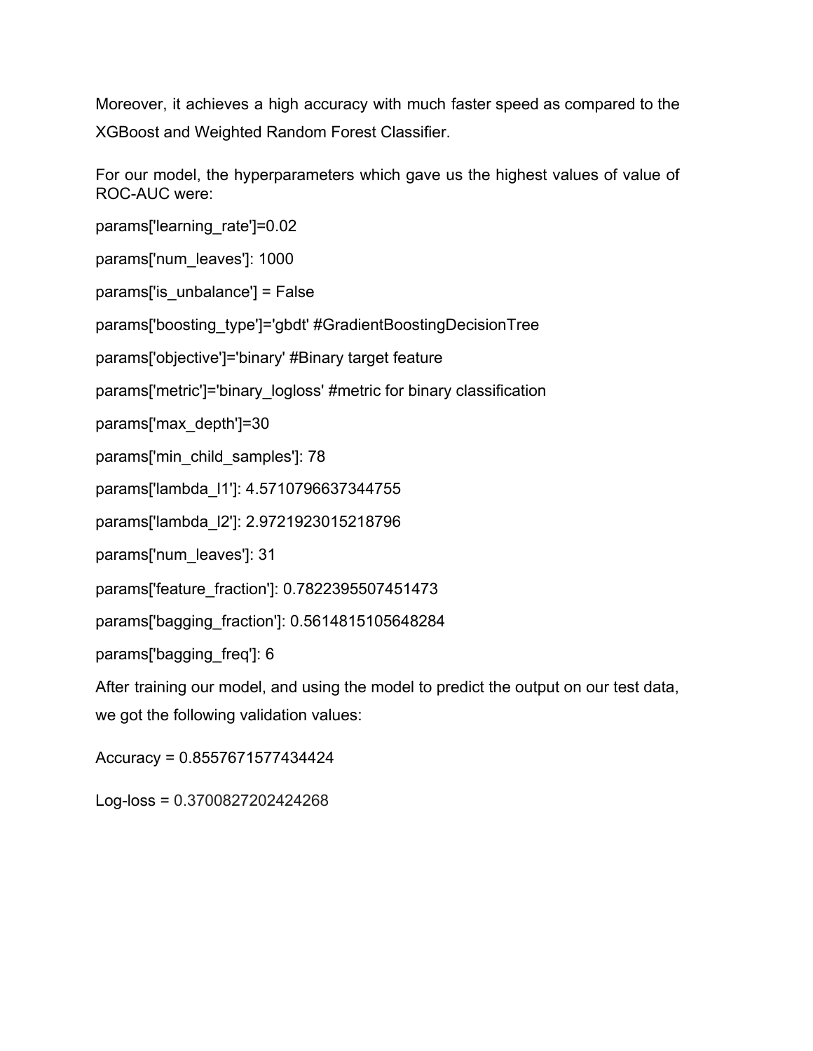Moreover, it achieves a high accuracy with much faster speed as compared to the XGBoost and Weighted Random Forest Classifier.

For our model, the hyperparameters which gave us the highest values of value of ROC-AUC were:

params['learning_rate']=0.02

params['num_leaves']: 1000

params['is_unbalance'] = False

params['boosting_type']='gbdt' #GradientBoostingDecisionTree

params['objective']='binary' #Binary target feature

params['metric']='binary_logloss' #metric for binary classification

params['max_depth']=30

params['min_child_samples']: 78

params['lambda_l1']: 4.5710796637344755

params['lambda_l2']: 2.9721923015218796

params['num_leaves']: 31

params['feature_fraction']: 0.7822395507451473

params['bagging_fraction']: 0.5614815105648284

params['bagging_freq']: 6

After training our model, and using the model to predict the output on our test data, we got the following validation values:

Accuracy = 0.8557671577434424

Log-loss = 0.3700827202424268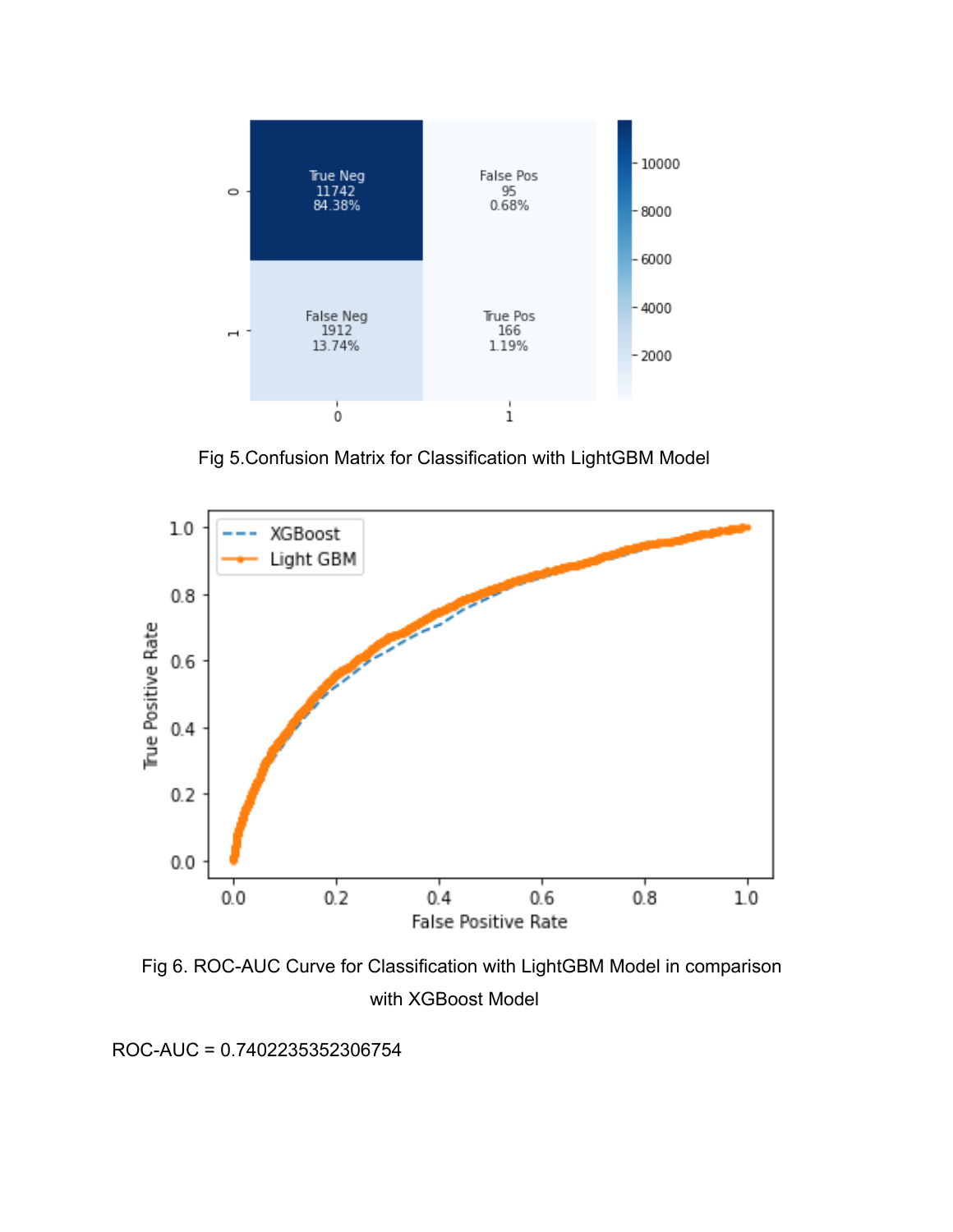Fig 5.Confusion Matrix for Classification with LightGBM Model

Fig 6. ROC-AUC Curve for Classification with LightGBM Model in comparison with XGBoost Model

ROC-AUC = 0.7402235352306754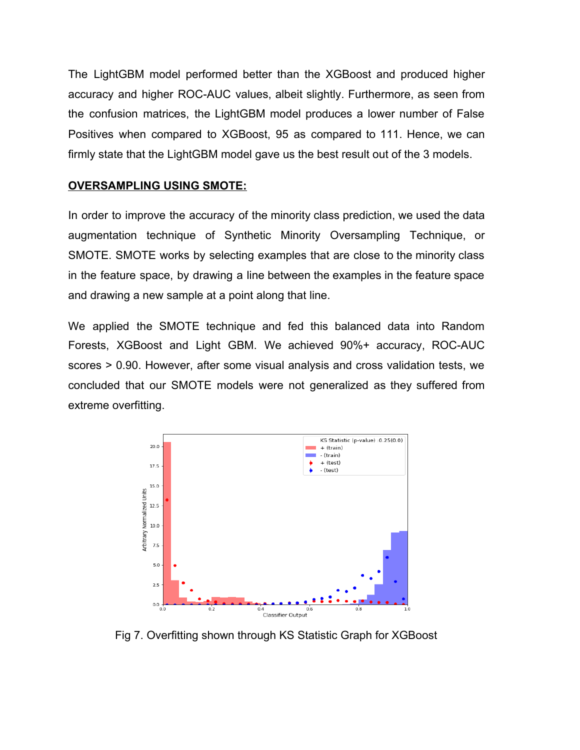The LightGBM model performed better than the XGBoost and produced higher accuracy and higher ROC-AUC values, albeit slightly. Furthermore, as seen from the confusion matrices, the LightGBM model produces a lower number of False Positives when compared to XGBoost, 95 as compared to 111. Hence, we can firmly state that the LightGBM model gave us the best result out of the 3 models.

## **OVERSAMPLING USING SMOTE:**

In order to improve the accuracy of the minority class prediction, we used the data augmentation technique of Synthetic Minority Oversampling Technique, or SMOTE. SMOTE works by selecting examples that are close to the minority class in the feature space, by drawing a line between the examples in the feature space and drawing a new sample at a point along that line.

We applied the SMOTE technique and fed this balanced data into Random Forests, XGBoost and Light GBM. We achieved 90%+ accuracy, ROC-AUC scores > 0.90. However, after some visual analysis and cross validation tests, we concluded that our SMOTE models were not generalized as they suffered from extreme overfitting.

Fig 7. Overfitting shown through KS Statistic Graph for XGBoost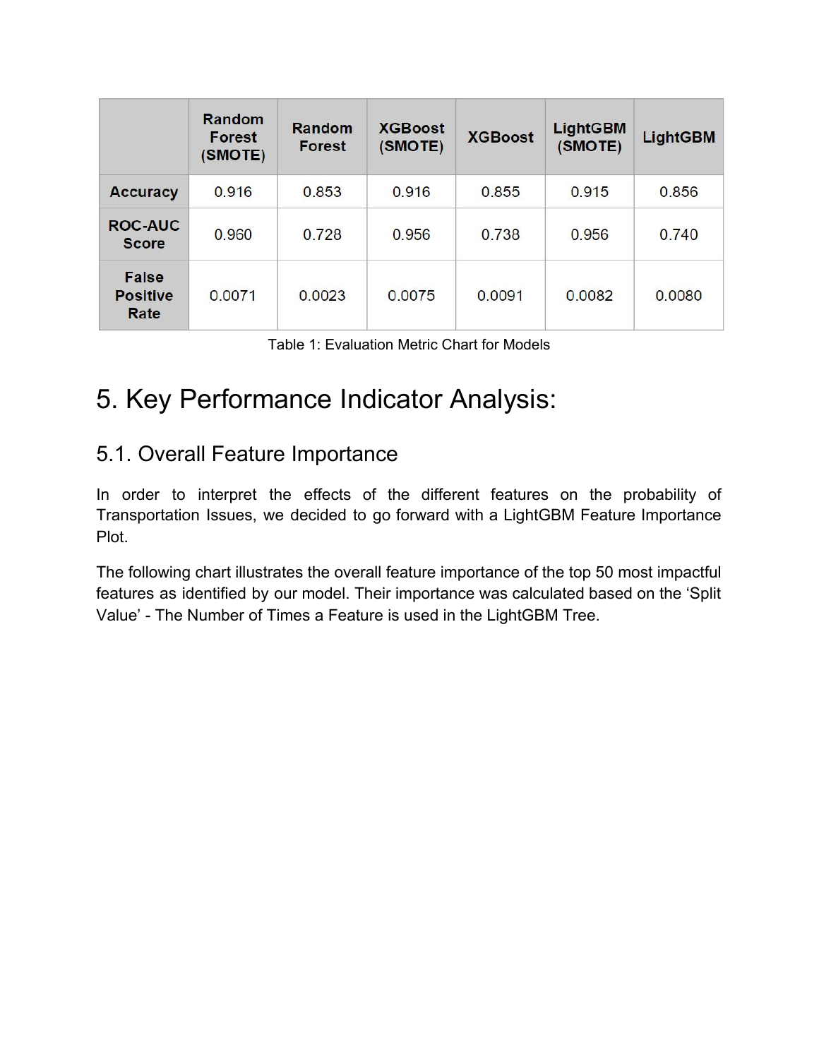| | Random Forest (SMOTE) | Random Forest | XGBoost (SMOTE) | XGBoost | LightGBM (SMOTE) | LightGBM |
|---|---|---|---|---|---|---|
| Accuracy | 0.916 | 0.853 | 0.916 | 0.855 | 0.915 | 0.856 |
| ROC-AUC Score | 0.960 | 0.728 | 0.956 | 0.738 | 0.956 | 0.740 |
| False Positive Rate | 0.0071 | 0.0023 | 0.0075 | 0.0091 | 0.0082 | 0.0080 |

Table 1: Evaluation Metric Chart for Models

# 5. Key Performance Indicator Analysis:

## 5.1. Overall Feature Importance

In order to interpret the effects of the different features on the probability of Transportation Issues, we decided to go forward with a LightGBM Feature Importance Plot.

The following chart illustrates the overall feature importance of the top 50 most impactful features as identified by our model. Their importance was calculated based on the 'Split Value' - The Number of Times a Feature is used in the LightGBM Tree.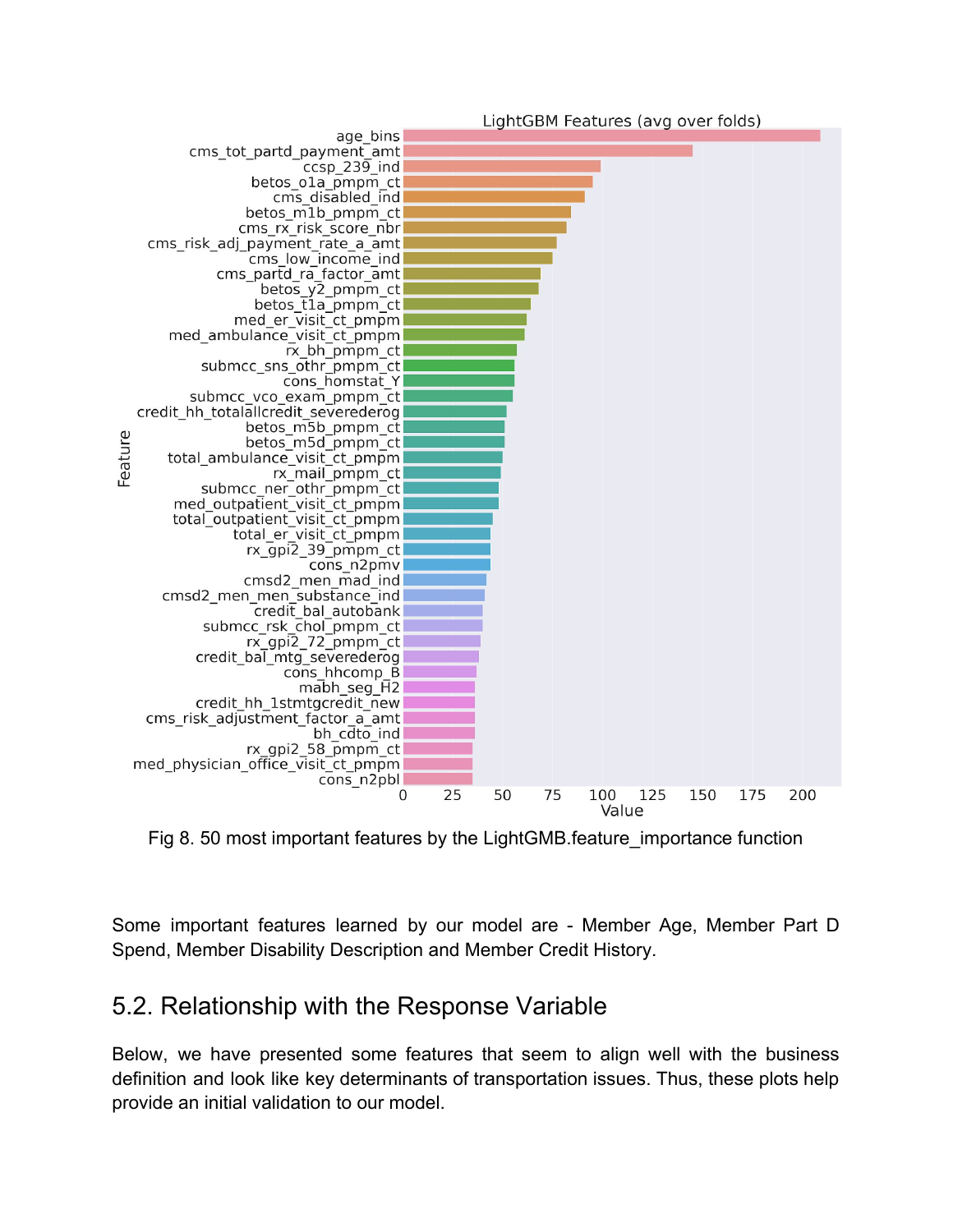Fig 8. 50 most important features by the LightGMB.feature_importance function

Some important features learned by our model are - Member Age, Member Part D Spend, Member Disability Description and Member Credit History.

## 5.2. Relationship with the Response Variable

Below, we have presented some features that seem to align well with the business definition and look like key determinants of transportation issues. Thus, these plots help provide an initial validation to our model.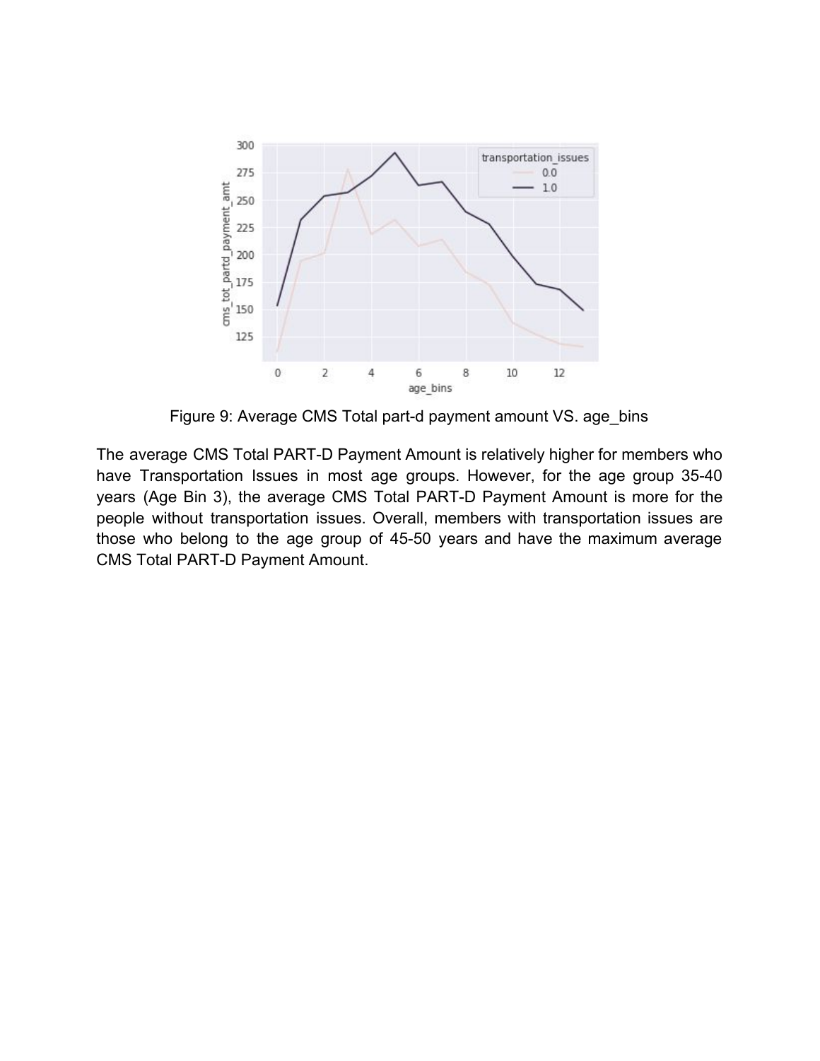Figure 9: Average CMS Total part-d payment amount VS. age_bins

The average CMS Total PART-D Payment Amount is relatively higher for members who have Transportation Issues in most age groups. However, for the age group 35-40 years (Age Bin 3), the average CMS Total PART-D Payment Amount is more for the people without transportation issues. Overall, members with transportation issues are those who belong to the age group of 45-50 years and have the maximum average CMS Total PART-D Payment Amount.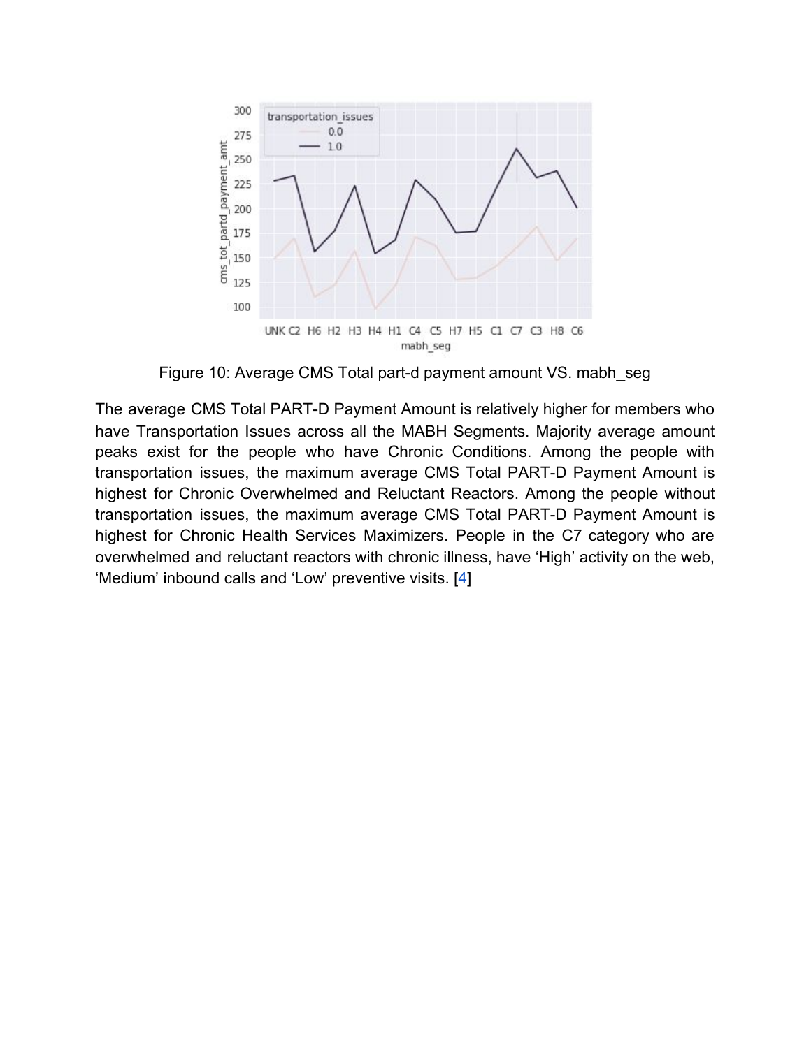Figure 10: Average CMS Total part-d payment amount VS. mabh_seg

The average CMS Total PART-D Payment Amount is relatively higher for members who have Transportation Issues across all the MABH Segments. Majority average amount peaks exist for the people who have Chronic Conditions. Among the people with transportation issues, the maximum average CMS Total PART-D Payment Amount is highest for Chronic Overwhelmed and Reluctant Reactors. Among the people without transportation issues, the maximum average CMS Total PART-D Payment Amount is highest for Chronic Health Services Maximizers. People in the C7 category who are overwhelmed and reluctant reactors with chronic illness, have 'High' activity on the web, 'Medium' inbound calls and 'Low' preventive visits. [4]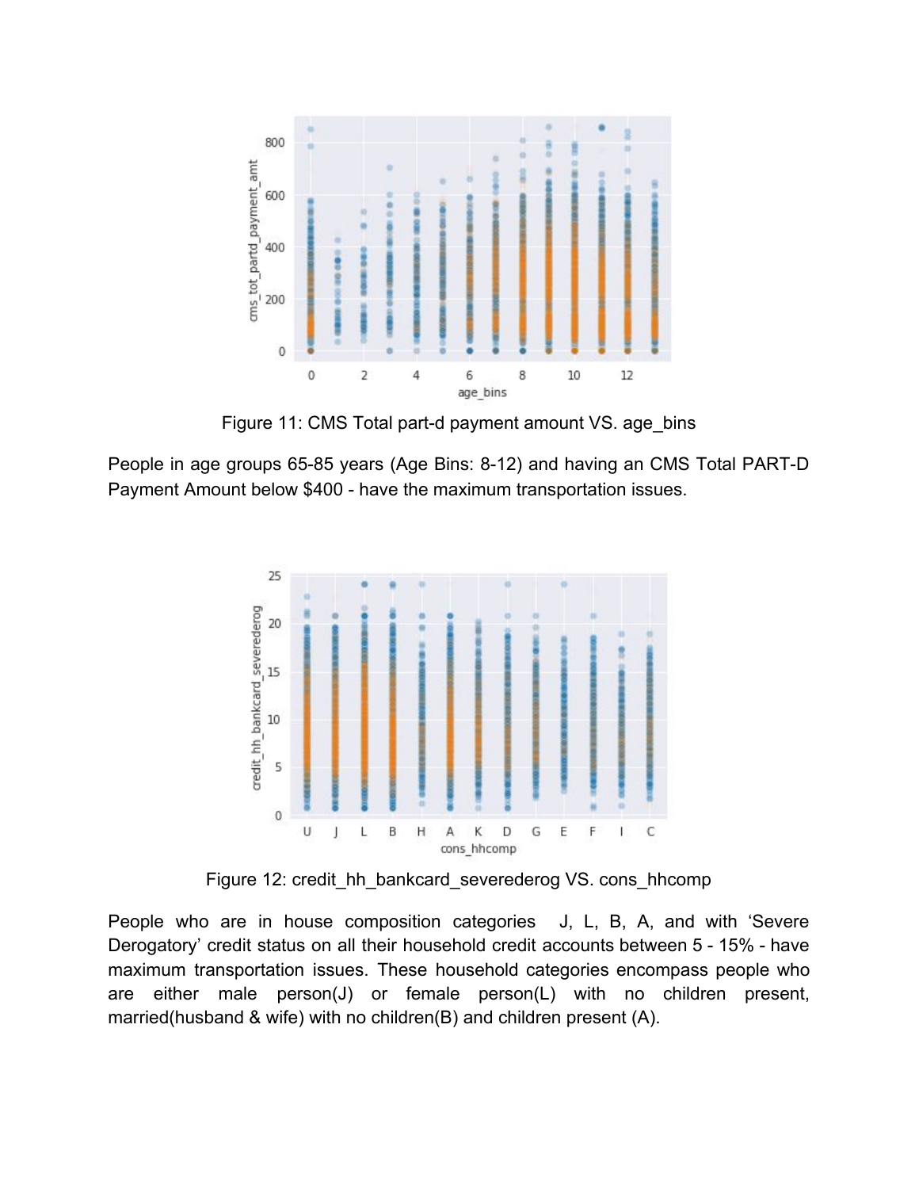Figure 11: CMS Total part-d payment amount VS. age_bins

People in age groups 65-85 years (Age Bins: 8-12) and having an CMS Total PART-D Payment Amount below $400 - have the maximum transportation issues.

Figure 12: credit_hh_bankcard_severederog VS. cons_hhcomp

People who are in house composition categories J, L, B, A, and with 'Severe Derogatory' credit status on all their household credit accounts between 5 - 15% - have maximum transportation issues. These household categories encompass people who are either male person(J) or female person(L) with no children present, married(husband & wife) with no children(B) and children present (A).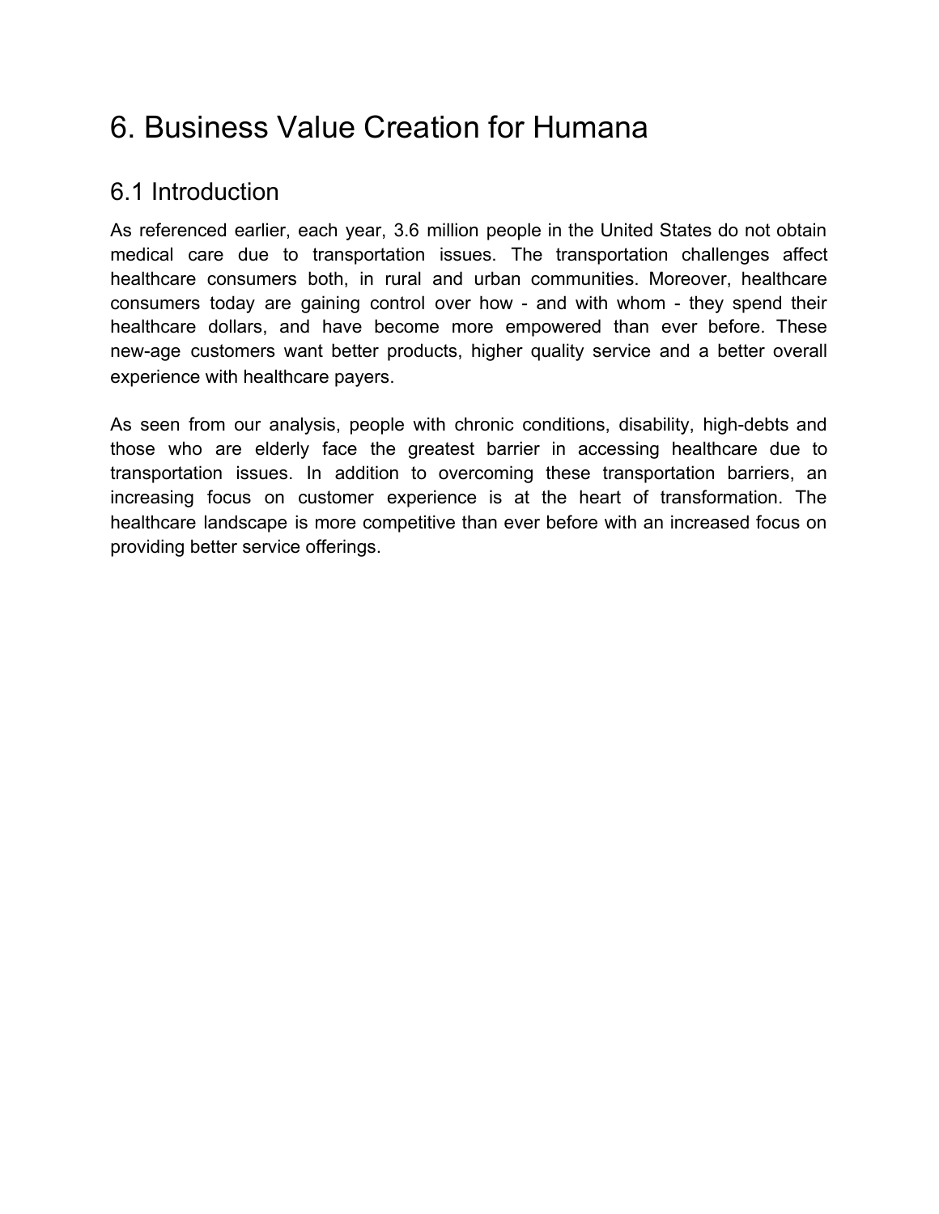# 6. Business Value Creation for Humana

## 6.1 Introduction

As referenced earlier, each year, 3.6 million people in the United States do not obtain medical care due to transportation issues. The transportation challenges affect healthcare consumers both, in rural and urban communities. Moreover, healthcare consumers today are gaining control over how - and with whom - they spend their healthcare dollars, and have become more empowered than ever before. These new-age customers want better products, higher quality service and a better overall experience with healthcare payers.

As seen from our analysis, people with chronic conditions, disability, high-debts and those who are elderly face the greatest barrier in accessing healthcare due to transportation issues. In addition to overcoming these transportation barriers, an increasing focus on customer experience is at the heart of transformation. The healthcare landscape is more competitive than ever before with an increased focus on providing better service offerings.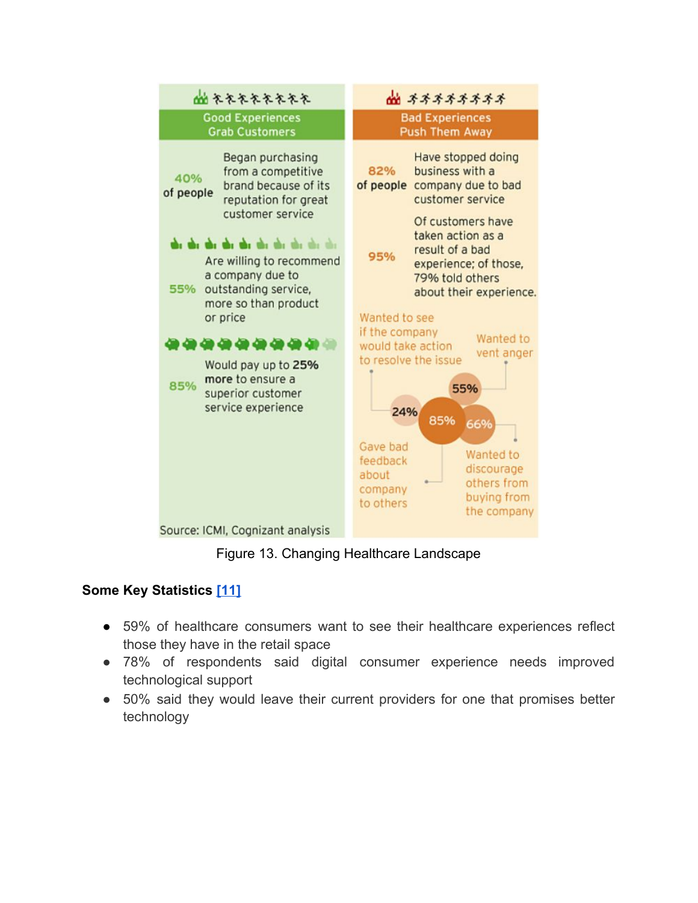**Good Experiences Grab Customers**

**40% of people** — Began purchasing from a competitive brand because of its reputation for great customer service

**55%** — Are willing to recommend a company due to outstanding service, more so than product or price

**85%** — Would pay up to **25% more** to ensure a superior customer service experience

Source: ICMI, Cognizant analysis

**Bad Experiences Push Them Away**

**82% of people** — Have stopped doing business with a company due to bad customer service

**95%** — Of customers have taken action as a result of a bad experience; of those, 79% told others about their experience.

- 24% — Wanted to see if the company would take action to resolve the issue
- 55% — Wanted to vent anger
- 85% — Gave bad feedback about company to others
- 66% — Wanted to discourage others from buying from the company

Figure 13. Changing Healthcare Landscape

**Some Key Statistics [11]**

- 59% of healthcare consumers want to see their healthcare experiences reflect those they have in the retail space
- 78% of respondents said digital consumer experience needs improved technological support
- 50% said they would leave their current providers for one that promises better technology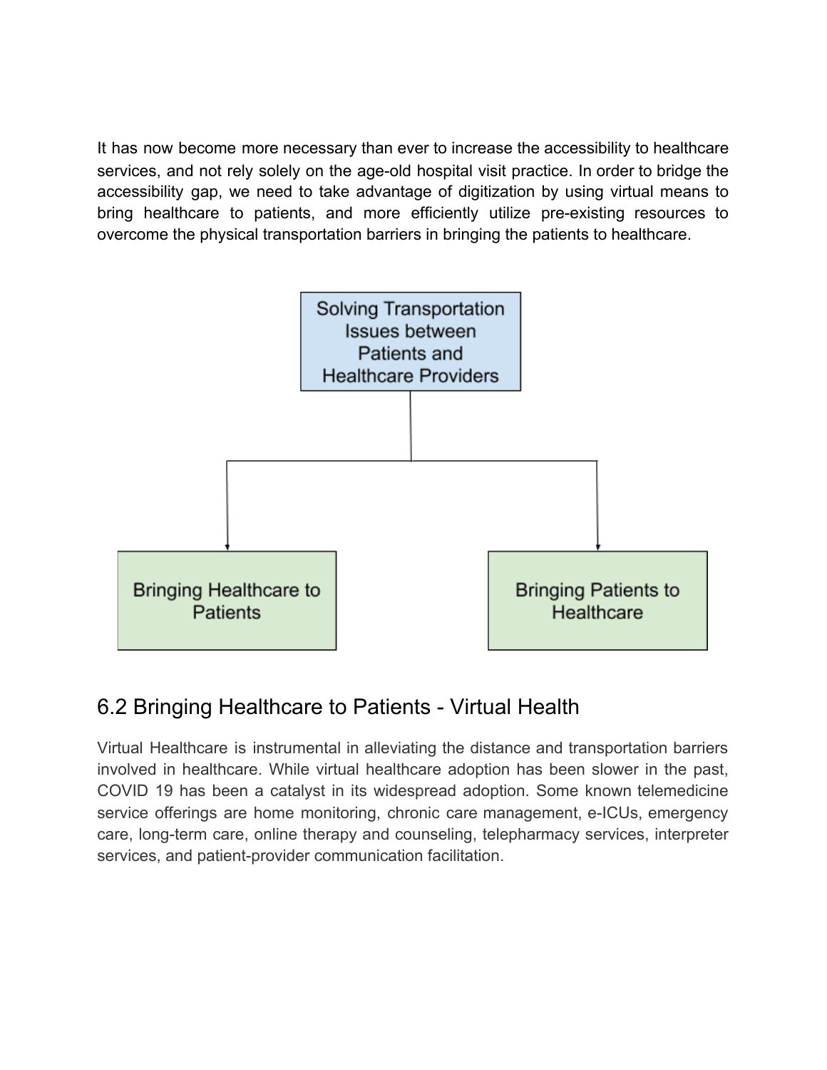It has now become more necessary than ever to increase the accessibility to healthcare services, and not rely solely on the age-old hospital visit practice. In order to bridge the accessibility gap, we need to take advantage of digitization by using virtual means to bring healthcare to patients, and more efficiently utilize pre-existing resources to overcome the physical transportation barriers in bringing the patients to healthcare.

Solving Transportation Issues between Patients and Healthcare Providers

- Bringing Healthcare to Patients
- Bringing Patients to Healthcare

## 6.2 Bringing Healthcare to Patients - Virtual Health

Virtual Healthcare is instrumental in alleviating the distance and transportation barriers involved in healthcare. While virtual healthcare adoption has been slower in the past, COVID 19 has been a catalyst in its widespread adoption. Some known telemedicine service offerings are home monitoring, chronic care management, e-ICUs, emergency care, long-term care, online therapy and counseling, telepharmacy services, interpreter services, and patient-provider communication facilitation.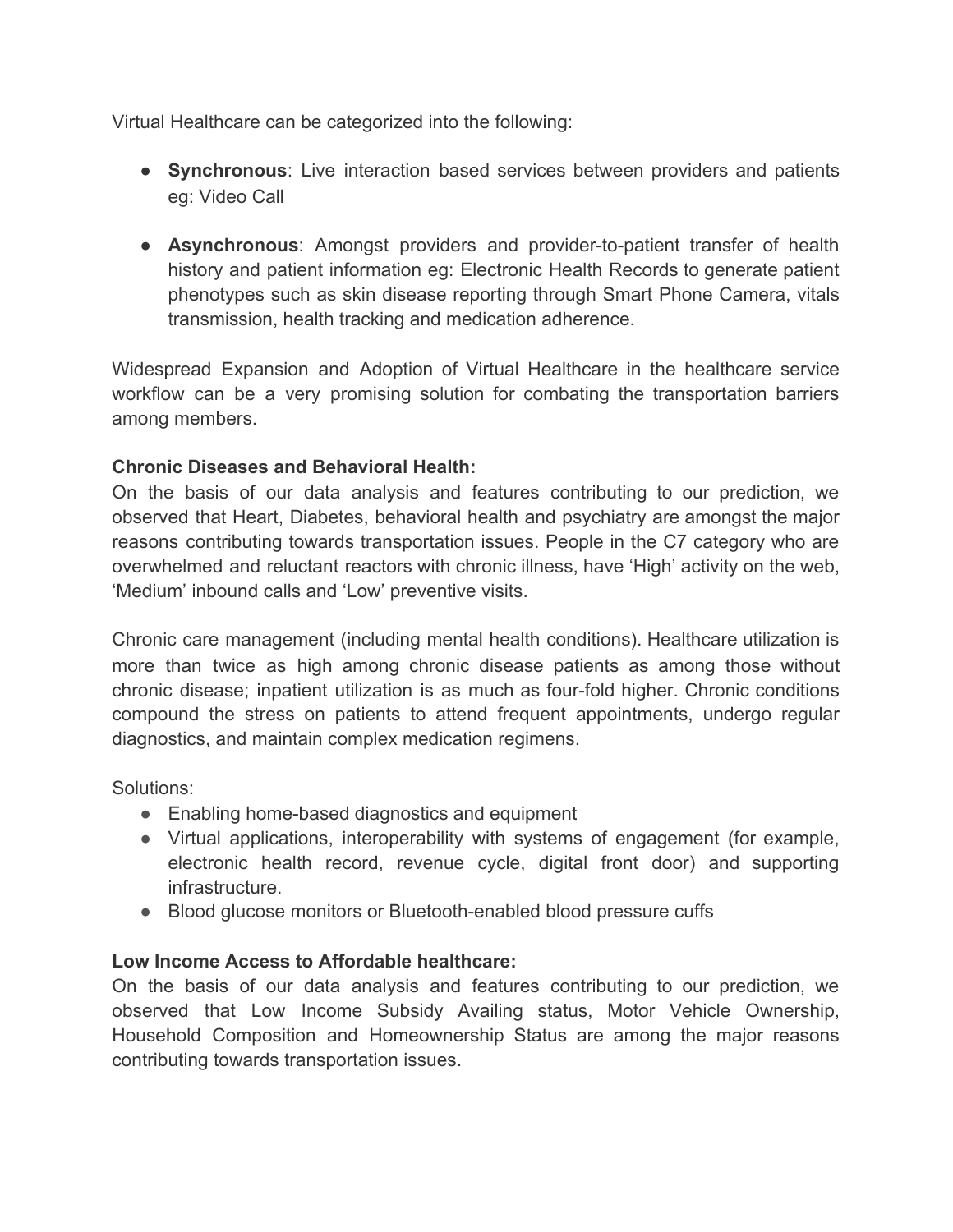Virtual Healthcare can be categorized into the following:

- **Synchronous**: Live interaction based services between providers and patients eg: Video Call
- **Asynchronous**: Amongst providers and provider-to-patient transfer of health history and patient information eg: Electronic Health Records to generate patient phenotypes such as skin disease reporting through Smart Phone Camera, vitals transmission, health tracking and medication adherence.

Widespread Expansion and Adoption of Virtual Healthcare in the healthcare service workflow can be a very promising solution for combating the transportation barriers among members.

**Chronic Diseases and Behavioral Health:**

On the basis of our data analysis and features contributing to our prediction, we observed that Heart, Diabetes, behavioral health and psychiatry are amongst the major reasons contributing towards transportation issues. People in the C7 category who are overwhelmed and reluctant reactors with chronic illness, have 'High' activity on the web, 'Medium' inbound calls and 'Low' preventive visits.

Chronic care management (including mental health conditions). Healthcare utilization is more than twice as high among chronic disease patients as among those without chronic disease; inpatient utilization is as much as four-fold higher. Chronic conditions compound the stress on patients to attend frequent appointments, undergo regular diagnostics, and maintain complex medication regimens.

Solutions:

- Enabling home-based diagnostics and equipment
- Virtual applications, interoperability with systems of engagement (for example, electronic health record, revenue cycle, digital front door) and supporting infrastructure.
- Blood glucose monitors or Bluetooth-enabled blood pressure cuffs

**Low Income Access to Affordable healthcare:**

On the basis of our data analysis and features contributing to our prediction, we observed that Low Income Subsidy Availing status, Motor Vehicle Ownership, Household Composition and Homeownership Status are among the major reasons contributing towards transportation issues.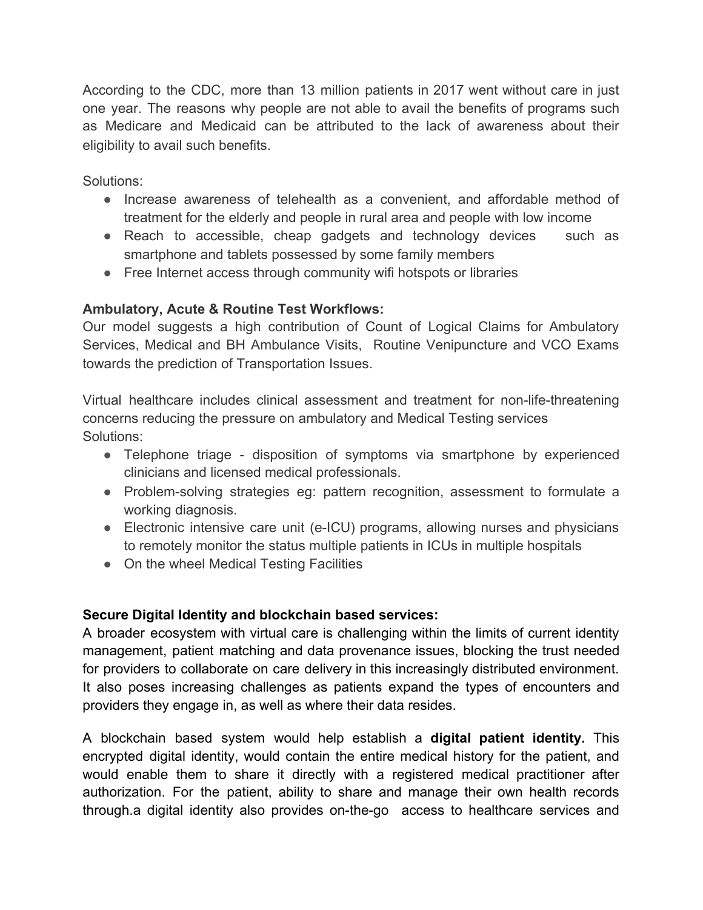According to the CDC, more than 13 million patients in 2017 went without care in just one year. The reasons why people are not able to avail the benefits of programs such as Medicare and Medicaid can be attributed to the lack of awareness about their eligibility to avail such benefits.

Solutions:

- Increase awareness of telehealth as a convenient, and affordable method of treatment for the elderly and people in rural area and people with low income
- Reach to accessible, cheap gadgets and technology devices such as smartphone and tablets possessed by some family members
- Free Internet access through community wifi hotspots or libraries

**Ambulatory, Acute & Routine Test Workflows:**
Our model suggests a high contribution of Count of Logical Claims for Ambulatory Services, Medical and BH Ambulance Visits, Routine Venipuncture and VCO Exams towards the prediction of Transportation Issues.

Virtual healthcare includes clinical assessment and treatment for non-life-threatening concerns reducing the pressure on ambulatory and Medical Testing services
Solutions:

- Telephone triage - disposition of symptoms via smartphone by experienced clinicians and licensed medical professionals.
- Problem-solving strategies eg: pattern recognition, assessment to formulate a working diagnosis.
- Electronic intensive care unit (e-ICU) programs, allowing nurses and physicians to remotely monitor the status multiple patients in ICUs in multiple hospitals
- On the wheel Medical Testing Facilities

**Secure Digital Identity and blockchain based services:**
A broader ecosystem with virtual care is challenging within the limits of current identity management, patient matching and data provenance issues, blocking the trust needed for providers to collaborate on care delivery in this increasingly distributed environment. It also poses increasing challenges as patients expand the types of encounters and providers they engage in, as well as where their data resides.

A blockchain based system would help establish a **digital patient identity.** This encrypted digital identity, would contain the entire medical history for the patient, and would enable them to share it directly with a registered medical practitioner after authorization. For the patient, ability to share and manage their own health records through.a digital identity also provides on-the-go access to healthcare services and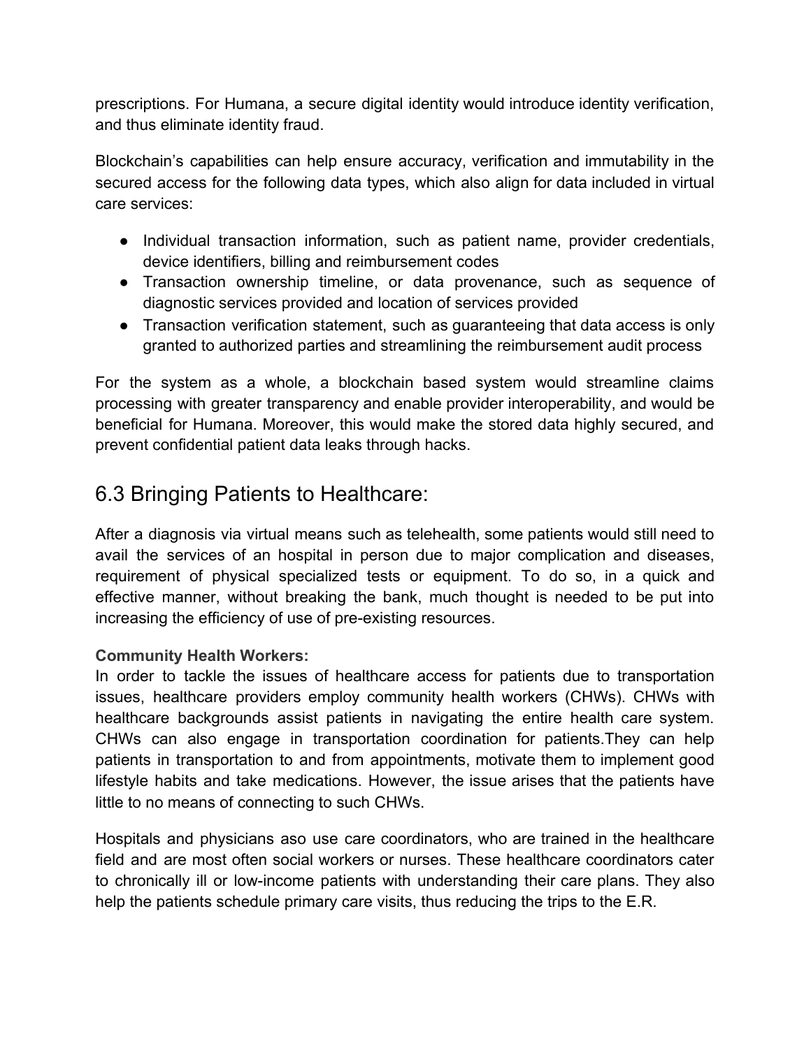prescriptions. For Humana, a secure digital identity would introduce identity verification, and thus eliminate identity fraud.

Blockchain's capabilities can help ensure accuracy, verification and immutability in the secured access for the following data types, which also align for data included in virtual care services:

- Individual transaction information, such as patient name, provider credentials, device identifiers, billing and reimbursement codes
- Transaction ownership timeline, or data provenance, such as sequence of diagnostic services provided and location of services provided
- Transaction verification statement, such as guaranteeing that data access is only granted to authorized parties and streamlining the reimbursement audit process

For the system as a whole, a blockchain based system would streamline claims processing with greater transparency and enable provider interoperability, and would be beneficial for Humana. Moreover, this would make the stored data highly secured, and prevent confidential patient data leaks through hacks.

## 6.3 Bringing Patients to Healthcare:

After a diagnosis via virtual means such as telehealth, some patients would still need to avail the services of an hospital in person due to major complication and diseases, requirement of physical specialized tests or equipment. To do so, in a quick and effective manner, without breaking the bank, much thought is needed to be put into increasing the efficiency of use of pre-existing resources.

**Community Health Workers:**

In order to tackle the issues of healthcare access for patients due to transportation issues, healthcare providers employ community health workers (CHWs). CHWs with healthcare backgrounds assist patients in navigating the entire health care system. CHWs can also engage in transportation coordination for patients.They can help patients in transportation to and from appointments, motivate them to implement good lifestyle habits and take medications. However, the issue arises that the patients have little to no means of connecting to such CHWs.

Hospitals and physicians aso use care coordinators, who are trained in the healthcare field and are most often social workers or nurses. These healthcare coordinators cater to chronically ill or low-income patients with understanding their care plans. They also help the patients schedule primary care visits, thus reducing the trips to the E.R.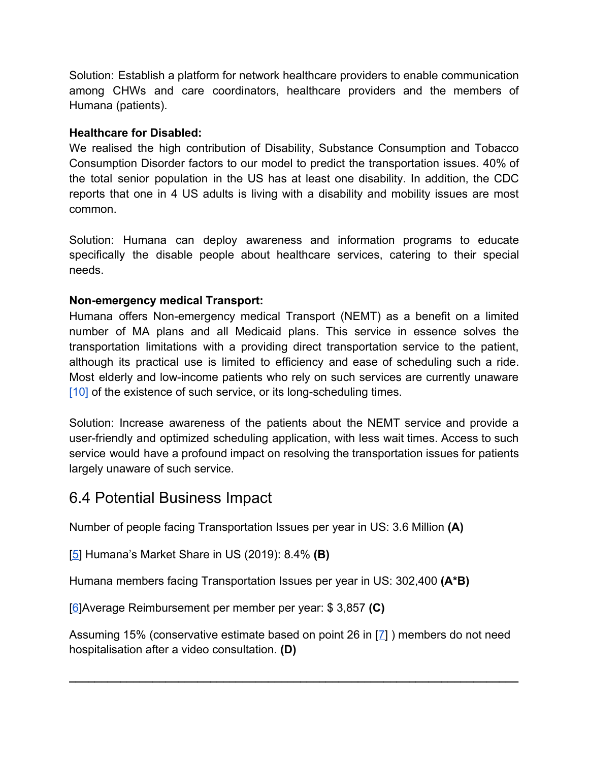Solution: Establish a platform for network healthcare providers to enable communication among CHWs and care coordinators, healthcare providers and the members of Humana (patients).

**Healthcare for Disabled:**
We realised the high contribution of Disability, Substance Consumption and Tobacco Consumption Disorder factors to our model to predict the transportation issues. 40% of the total senior population in the US has at least one disability. In addition, the CDC reports that one in 4 US adults is living with a disability and mobility issues are most common.

Solution: Humana can deploy awareness and information programs to educate specifically the disable people about healthcare services, catering to their special needs.

**Non-emergency medical Transport:**
Humana offers Non-emergency medical Transport (NEMT) as a benefit on a limited number of MA plans and all Medicaid plans. This service in essence solves the transportation limitations with a providing direct transportation service to the patient, although its practical use is limited to efficiency and ease of scheduling such a ride. Most elderly and low-income patients who rely on such services are currently unaware [10] of the existence of such service, or its long-scheduling times.

Solution: Increase awareness of the patients about the NEMT service and provide a user-friendly and optimized scheduling application, with less wait times. Access to such service would have a profound impact on resolving the transportation issues for patients largely unaware of such service.

## 6.4 Potential Business Impact

Number of people facing Transportation Issues per year in US: 3.6 Million **(A)**

[5] Humana's Market Share in US (2019): 8.4% **(B)**

Humana members facing Transportation Issues per year in US: 302,400 **(A*B)**

[6]Average Reimbursement per member per year: $ 3,857 **(C)**

Assuming 15% (conservative estimate based on point 26 in [7] ) members do not need hospitalisation after a video consultation. **(D)**

---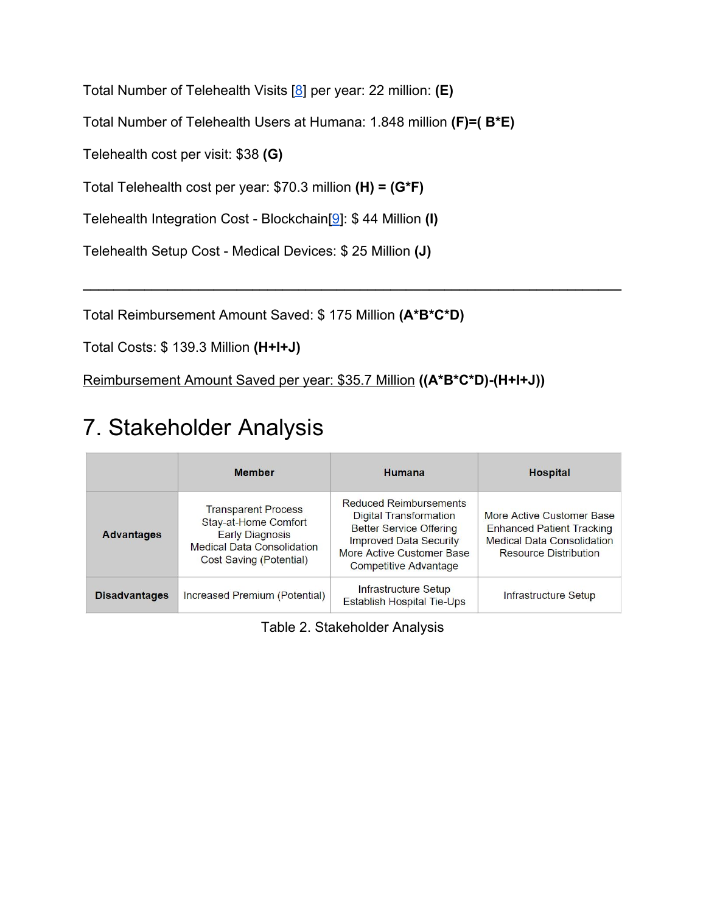Total Number of Telehealth Visits [8] per year: 22 million: **(E)**

Total Number of Telehealth Users at Humana: 1.848 million **(F)=( B*E)**

Telehealth cost per visit: $38 **(G)**

Total Telehealth cost per year: $70.3 million **(H) = (G*F)**

Telehealth Integration Cost - Blockchain[9]: $ 44 Million **(I)**

Telehealth Setup Cost - Medical Devices: $ 25 Million **(J)**

---

Total Reimbursement Amount Saved: $ 175 Million **(A*B*C*D)**

Total Costs: $ 139.3 Million **(H+I+J)**

<u>Reimbursement Amount Saved per year: $35.7 Million</u> **((A*B*C*D)-(H+I+J))**

# 7. Stakeholder Analysis

| | **Member** | **Humana** | **Hospital** |
|---|---|---|---|
| **Advantages** | Transparent Process<br>Stay-at-Home Comfort<br>Early Diagnosis<br>Medical Data Consolidation<br>Cost Saving (Potential) | Reduced Reimbursements<br>Digital Transformation<br>Better Service Offering<br>Improved Data Security<br>More Active Customer Base<br>Competitive Advantage | More Active Customer Base<br>Enhanced Patient Tracking<br>Medical Data Consolidation<br>Resource Distribution |
| **Disadvantages** | Increased Premium (Potential) | Infrastructure Setup<br>Establish Hospital Tie-Ups | Infrastructure Setup |

Table 2. Stakeholder Analysis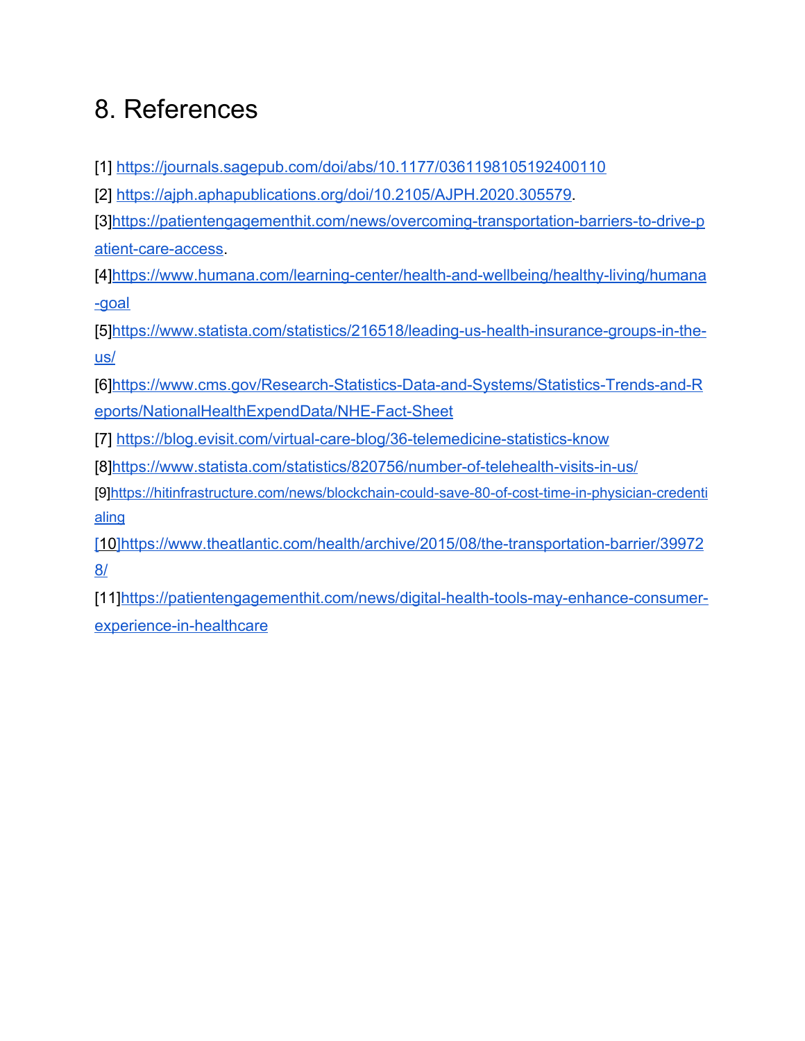# 8. References

[1] https://journals.sagepub.com/doi/abs/10.1177/0361198105192400110

[2] https://ajph.aphapublications.org/doi/10.2105/AJPH.2020.305579.

[3]https://patientengagementhit.com/news/overcoming-transportation-barriers-to-drive-patient-care-access.

[4]https://www.humana.com/learning-center/health-and-wellbeing/healthy-living/humana-goal

[5]https://www.statista.com/statistics/216518/leading-us-health-insurance-groups-in-the-us/

[6]https://www.cms.gov/Research-Statistics-Data-and-Systems/Statistics-Trends-and-Reports/NationalHealthExpendData/NHE-Fact-Sheet

[7] https://blog.evisit.com/virtual-care-blog/36-telemedicine-statistics-know

[8]https://www.statista.com/statistics/820756/number-of-telehealth-visits-in-us/

[9]https://hitinfrastructure.com/news/blockchain-could-save-80-of-cost-time-in-physician-credentialing

[10]https://www.theatlantic.com/health/archive/2015/08/the-transportation-barrier/399728/

[11]https://patientengagementhit.com/news/digital-health-tools-may-enhance-consumer-experience-in-healthcare